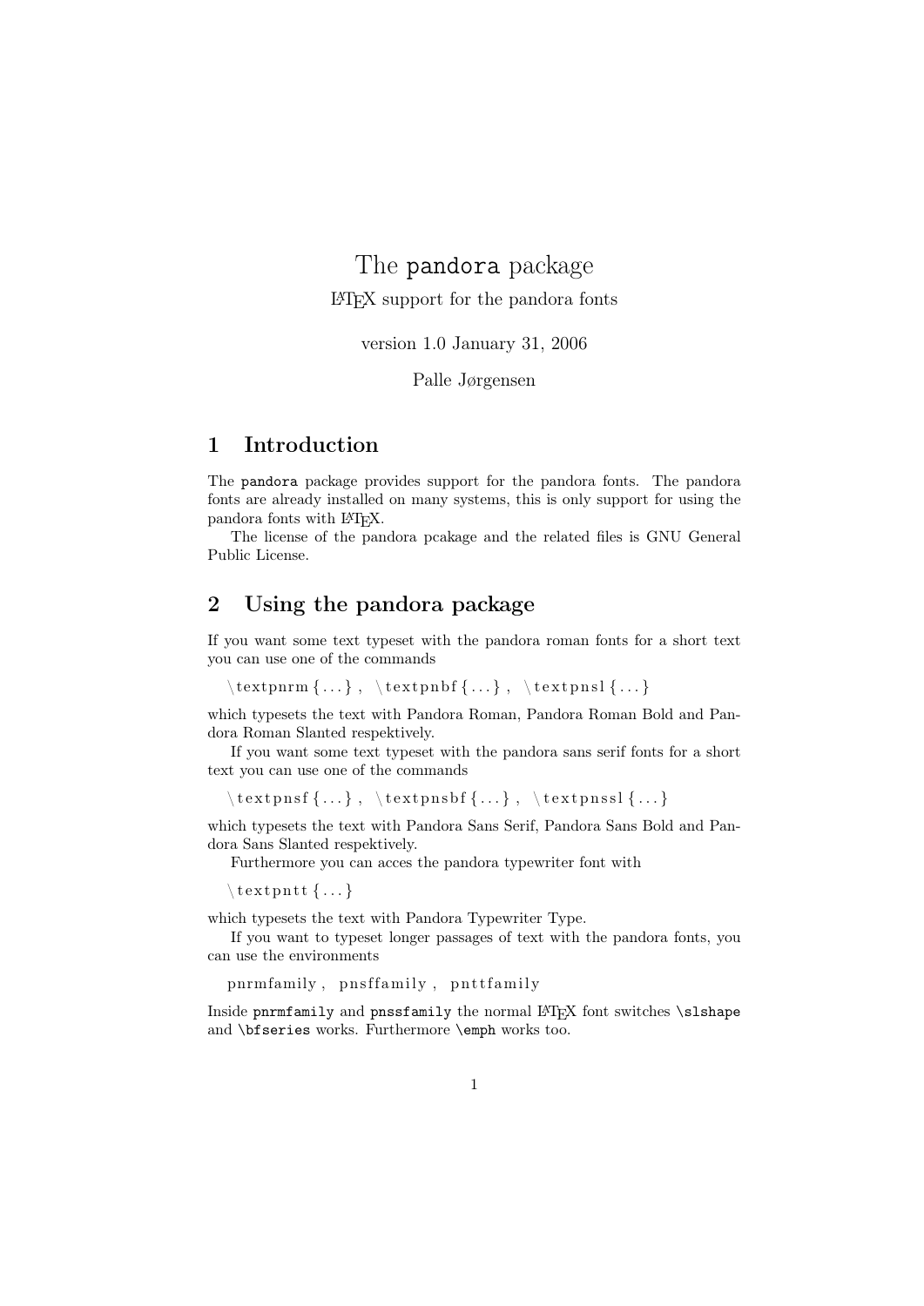# The `pandora` package

LaTeX support for the pandora fonts

version 1.0 January 31, 2006

Palle Jørgensen

## 1 Introduction

The `pandora` package provides support for the pandora fonts. The pandora fonts are already installed on many systems, this is only support for using the pandora fonts with LaTeX.

The license of the pandora pcakage and the related files is GNU General Public License.

## 2 Using the pandora package

If you want some text typeset with the pandora roman fonts for a short text you can use one of the commands

```
\textpnrm{...}, \textpnbf{...}, \textpnsl{...}
```

which typesets the text with Pandora Roman, Pandora Roman Bold and Pandora Roman Slanted respektively.

If you want some text typeset with the pandora sans serif fonts for a short text you can use one of the commands

```
\textpnsf{...}, \textpnsbf{...}, \textpnssl{...}
```

which typesets the text with Pandora Sans Serif, Pandora Sans Bold and Pandora Sans Slanted respektively.

Furthermore you can acces the pandora typewriter font with

```
\textpntt{...}
```

which typesets the text with Pandora Typewriter Type.

If you want to typeset longer passages of text with the pandora fonts, you can use the environments

```
pnrmfamily, pnsffamily, pnttfamily
```

Inside `pnrmfamily` and `pnssfamily` the normal LaTeX font switches `\slshape` and `\bfseries` works. Furthermore `\emph` works too.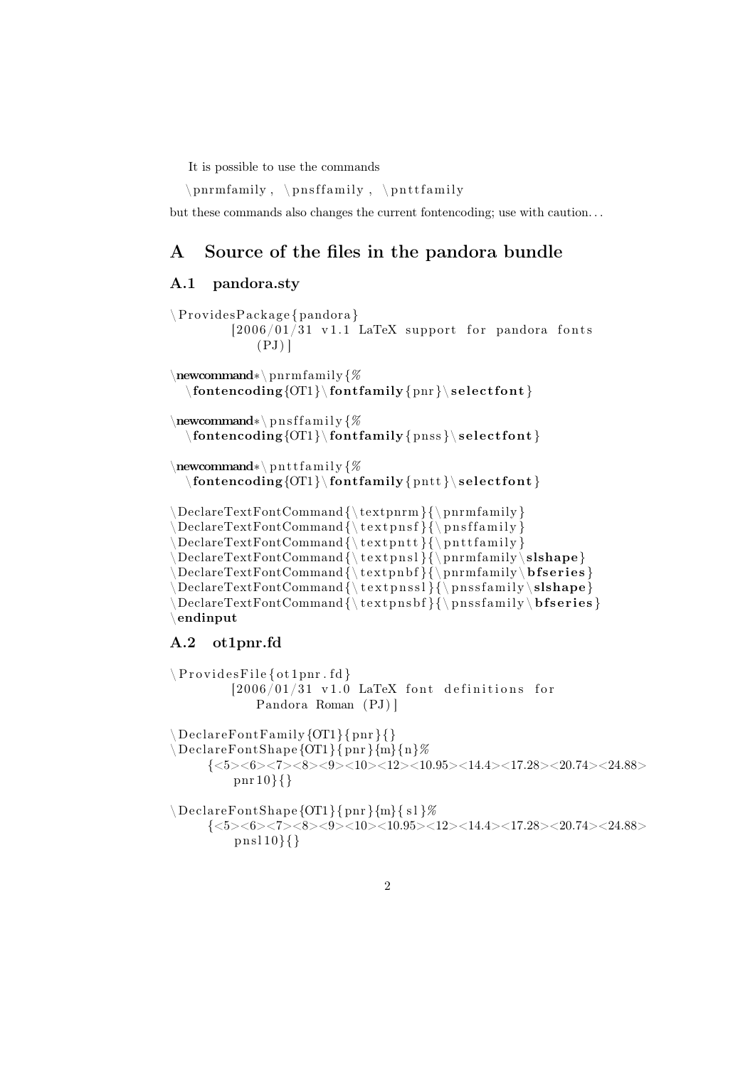It is possible to use the commands

```
\pnrmfamily, \pnsffamily, \pnttfamily
```

but these commands also changes the current fontencoding; use with caution. . .

# A Source of the files in the pandora bundle

## A.1 pandora.sty

```
\ProvidesPackage{pandora}
        [2006/01/31 v1.1 LaTeX support for pandora fonts
           (PJ)]

\newcommand*\pnrmfamily{%
  \fontencoding{OT1}\fontfamily{pnr}\selectfont}

\newcommand*\pnsffamily{%
  \fontencoding{OT1}\fontfamily{pnss}\selectfont}

\newcommand*\pnttfamily{%
  \fontencoding{OT1}\fontfamily{pntt}\selectfont}

\DeclareTextFontCommand{\textpnrm}{\pnrmfamily}
\DeclareTextFontCommand{\textpnsf}{\pnsffamily}
\DeclareTextFontCommand{\textpntt}{\pnttfamily}
\DeclareTextFontCommand{\textpnsl}{\pnrmfamily\slshape}
\DeclareTextFontCommand{\textpnbf}{\pnrmfamily\bfseries}
\DeclareTextFontCommand{\textpnssl}{\pnssfamily\slshape}
\DeclareTextFontCommand{\textpnsbf}{\pnssfamily\bfseries}
\endinput
```

## A.2 ot1pnr.fd

```
\ProvidesFile{ot1pnr.fd}
        [2006/01/31 v1.0 LaTeX font definitions for
           Pandora Roman (PJ)]

\DeclareFontFamily{OT1}{pnr}{}
\DeclareFontShape{OT1}{pnr}{m}{n}%
     {<5><6><7><8><9><10><12><10.95><14.4><17.28><20.74><24.88>
        pnr10}{}

\DeclareFontShape{OT1}{pnr}{m}{sl}%
     {<5><6><7><8><9><10><10.95><12><14.4><17.28><20.74><24.88>
        pnsl10}{}
```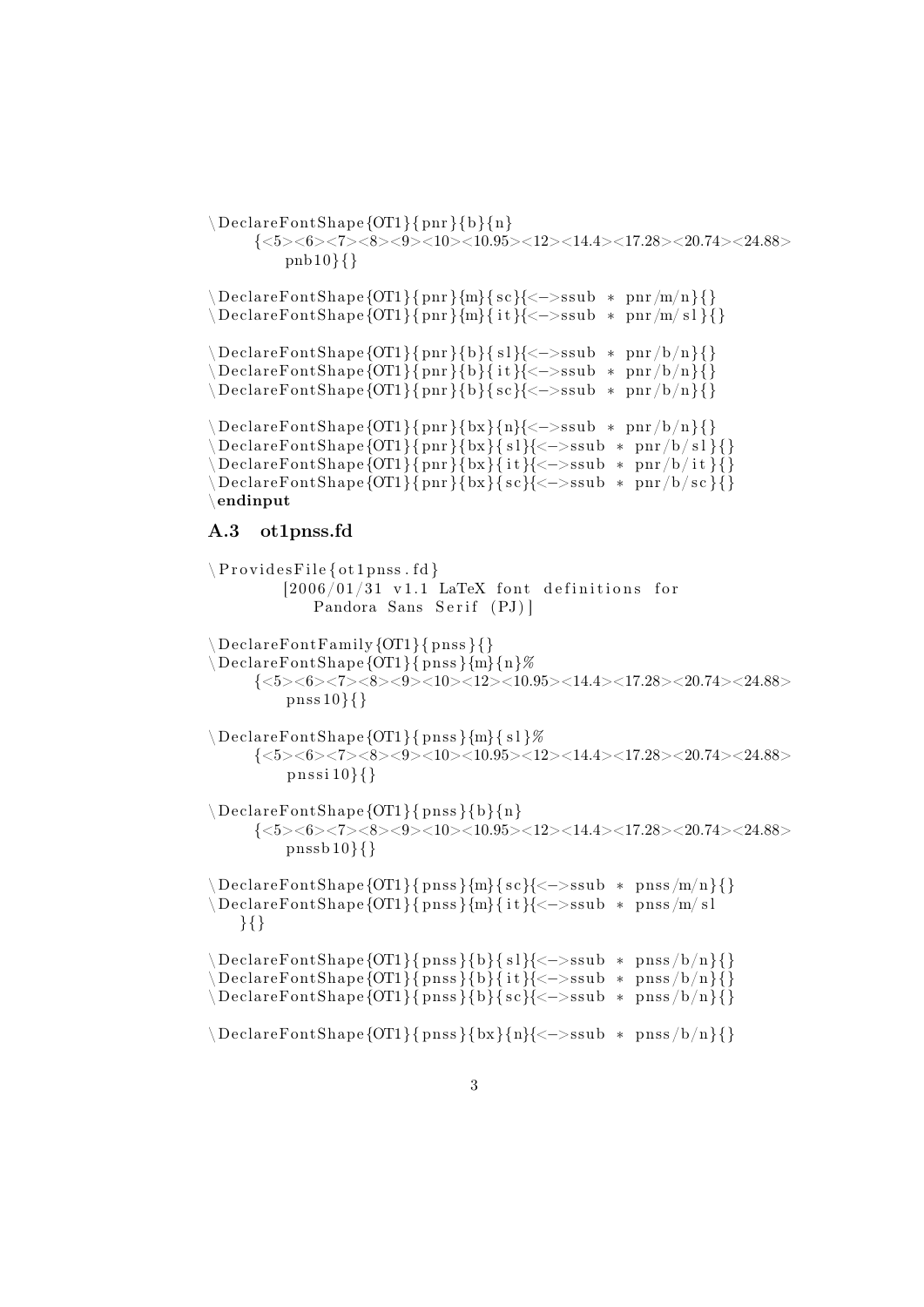```
\DeclareFontShape{OT1}{pnr}{b}{n}
    {<5><6><7><8><9><10><10.95><12><14.4><17.28><20.74><24.88>
        pnb10}{}

\DeclareFontShape{OT1}{pnr}{m}{sc}{<->ssub * pnr/m/n}{}
\DeclareFontShape{OT1}{pnr}{m}{it}{<->ssub * pnr/m/sl}{}

\DeclareFontShape{OT1}{pnr}{b}{sl}{<->ssub * pnr/b/n}{}
\DeclareFontShape{OT1}{pnr}{b}{it}{<->ssub * pnr/b/n}{}
\DeclareFontShape{OT1}{pnr}{b}{sc}{<->ssub * pnr/b/n}{}

\DeclareFontShape{OT1}{pnr}{bx}{n}{<->ssub * pnr/b/n}{}
\DeclareFontShape{OT1}{pnr}{bx}{sl}{<->ssub * pnr/b/sl}{}
\DeclareFontShape{OT1}{pnr}{bx}{it}{<->ssub * pnr/b/it}{}
\DeclareFontShape{OT1}{pnr}{bx}{sc}{<->ssub * pnr/b/sc}{}
\endinput
```

## A.3 ot1pnss.fd

```
\ProvidesFile{ot1pnss.fd}
        [2006/01/31 v1.1 LaTeX font definitions for
            Pandora Sans Serif (PJ)]

\DeclareFontFamily{OT1}{pnss}{}
\DeclareFontShape{OT1}{pnss}{m}{n}%
    {<5><6><7><8><9><10><12><10.95><14.4><17.28><20.74><24.88>
        pnss10}{}

\DeclareFontShape{OT1}{pnss}{m}{sl}%
    {<5><6><7><8><9><10><10.95><12><14.4><17.28><20.74><24.88>
        pnssi10}{}

\DeclareFontShape{OT1}{pnss}{b}{n}
    {<5><6><7><8><9><10><10.95><12><14.4><17.28><20.74><24.88>
        pnssb10}{}

\DeclareFontShape{OT1}{pnss}{m}{sc}{<->ssub * pnss/m/n}{}
\DeclareFontShape{OT1}{pnss}{m}{it}{<->ssub * pnss/m/sl
  }{}

\DeclareFontShape{OT1}{pnss}{b}{sl}{<->ssub * pnss/b/n}{}
\DeclareFontShape{OT1}{pnss}{b}{it}{<->ssub * pnss/b/n}{}
\DeclareFontShape{OT1}{pnss}{b}{sc}{<->ssub * pnss/b/n}{}

\DeclareFontShape{OT1}{pnss}{bx}{n}{<->ssub * pnss/b/n}{}
```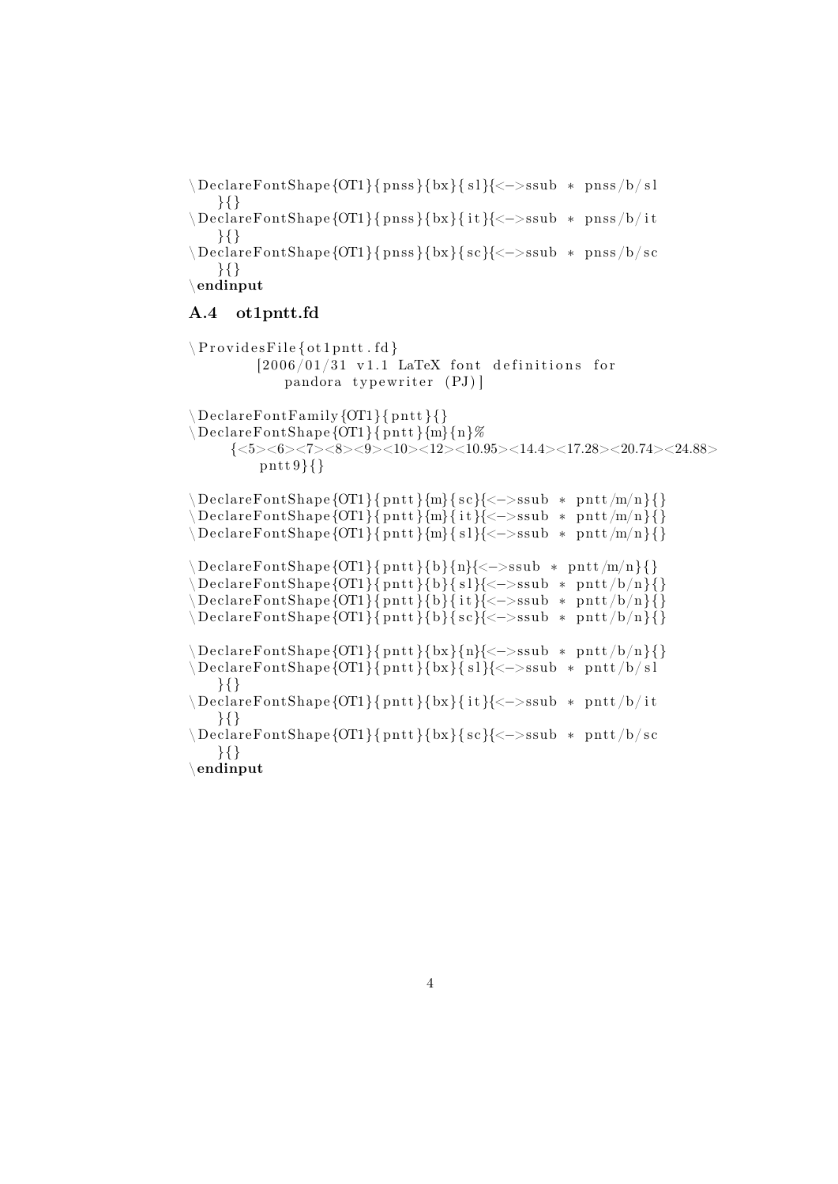```
\DeclareFontShape{OT1}{pnss}{bx}{sl}{<->ssub * pnss/b/sl
    }{}
\DeclareFontShape{OT1}{pnss}{bx}{it}{<->ssub * pnss/b/it
    }{}
\DeclareFontShape{OT1}{pnss}{bx}{sc}{<->ssub * pnss/b/sc
    }{}
\endinput
```

### A.4 ot1pntt.fd

```
\ProvidesFile{ot1pntt.fd}
        [2006/01/31 v1.1 LaTeX font definitions for
            pandora typewriter (PJ)]

\DeclareFontFamily{OT1}{pntt}{}
\DeclareFontShape{OT1}{pntt}{m}{n}%
      {<5><6><7><8><9><10><12><10.95><14.4><17.28><20.74><24.88>
          pntt9}{}

\DeclareFontShape{OT1}{pntt}{m}{sc}{<->ssub * pntt/m/n}{}
\DeclareFontShape{OT1}{pntt}{m}{it}{<->ssub * pntt/m/n}{}
\DeclareFontShape{OT1}{pntt}{m}{sl}{<->ssub * pntt/m/n}{}

\DeclareFontShape{OT1}{pntt}{b}{n}{<->ssub * pntt/m/n}{}
\DeclareFontShape{OT1}{pntt}{b}{sl}{<->ssub * pntt/b/n}{}
\DeclareFontShape{OT1}{pntt}{b}{it}{<->ssub * pntt/b/n}{}
\DeclareFontShape{OT1}{pntt}{b}{sc}{<->ssub * pntt/b/n}{}

\DeclareFontShape{OT1}{pntt}{bx}{n}{<->ssub * pntt/b/n}{}
\DeclareFontShape{OT1}{pntt}{bx}{sl}{<->ssub * pntt/b/sl
    }{}
\DeclareFontShape{OT1}{pntt}{bx}{it}{<->ssub * pntt/b/it
    }{}
\DeclareFontShape{OT1}{pntt}{bx}{sc}{<->ssub * pntt/b/sc
    }{}
\endinput
```